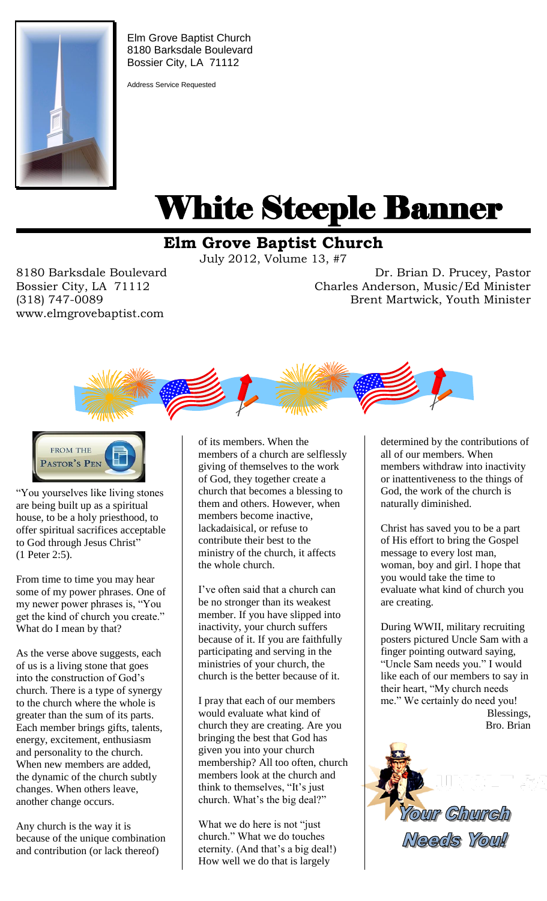Elm Grove Baptist Church
8180 Barksdale Boulevard
Bossier City, LA 71112

Address Service Requested

# White Steeple Banner

## Elm Grove Baptist Church

July 2012, Volume 13, #7

8180 Barksdale Boulevard
Bossier City, LA 71112
(318) 747-0089
www.elmgrovebaptist.com

Dr. Brian D. Prucey, Pastor
Charles Anderson, Music/Ed Minister
Brent Martwick, Youth Minister

### From the Pastor's Pen

"You yourselves like living stones are being built up as a spiritual house, to be a holy priesthood, to offer spiritual sacrifices acceptable to God through Jesus Christ" (1 Peter 2:5).

From time to time you may hear some of my power phrases. One of my newer power phrases is, "You get the kind of church you create." What do I mean by that?

As the verse above suggests, each of us is a living stone that goes into the construction of God's church. There is a type of synergy to the church where the whole is greater than the sum of its parts. Each member brings gifts, talents, energy, excitement, enthusiasm and personality to the church. When new members are added, the dynamic of the church subtly changes. When others leave, another change occurs.

Any church is the way it is because of the unique combination and contribution (or lack thereof) of its members. When the members of a church are selflessly giving of themselves to the work of God, they together create a church that becomes a blessing to them and others. However, when members become inactive, lackadaisical, or refuse to contribute their best to the ministry of the church, it affects the whole church.

I've often said that a church can be no stronger than its weakest member. If you have slipped into inactivity, your church suffers because of it. If you are faithfully participating and serving in the ministries of your church, the church is the better because of it.

I pray that each of our members would evaluate what kind of church they are creating. Are you bringing the best that God has given you into your church membership? All too often, church members look at the church and think to themselves, "It's just church. What's the big deal?"

What we do here is not "just church." What we do touches eternity. (And that's a big deal!) How well we do that is largely determined by the contributions of all of our members. When members withdraw into inactivity or inattentiveness to the things of God, the work of the church is naturally diminished.

Christ has saved you to be a part of His effort to bring the Gospel message to every lost man, woman, boy and girl. I hope that you would take the time to evaluate what kind of church you are creating.

During WWII, military recruiting posters pictured Uncle Sam with a finger pointing outward saying, "Uncle Sam needs you." I would like each of our members to say in their heart, "My church needs me." We certainly do need you!

Blessings,
Bro. Brian

*Your Church Needs You!*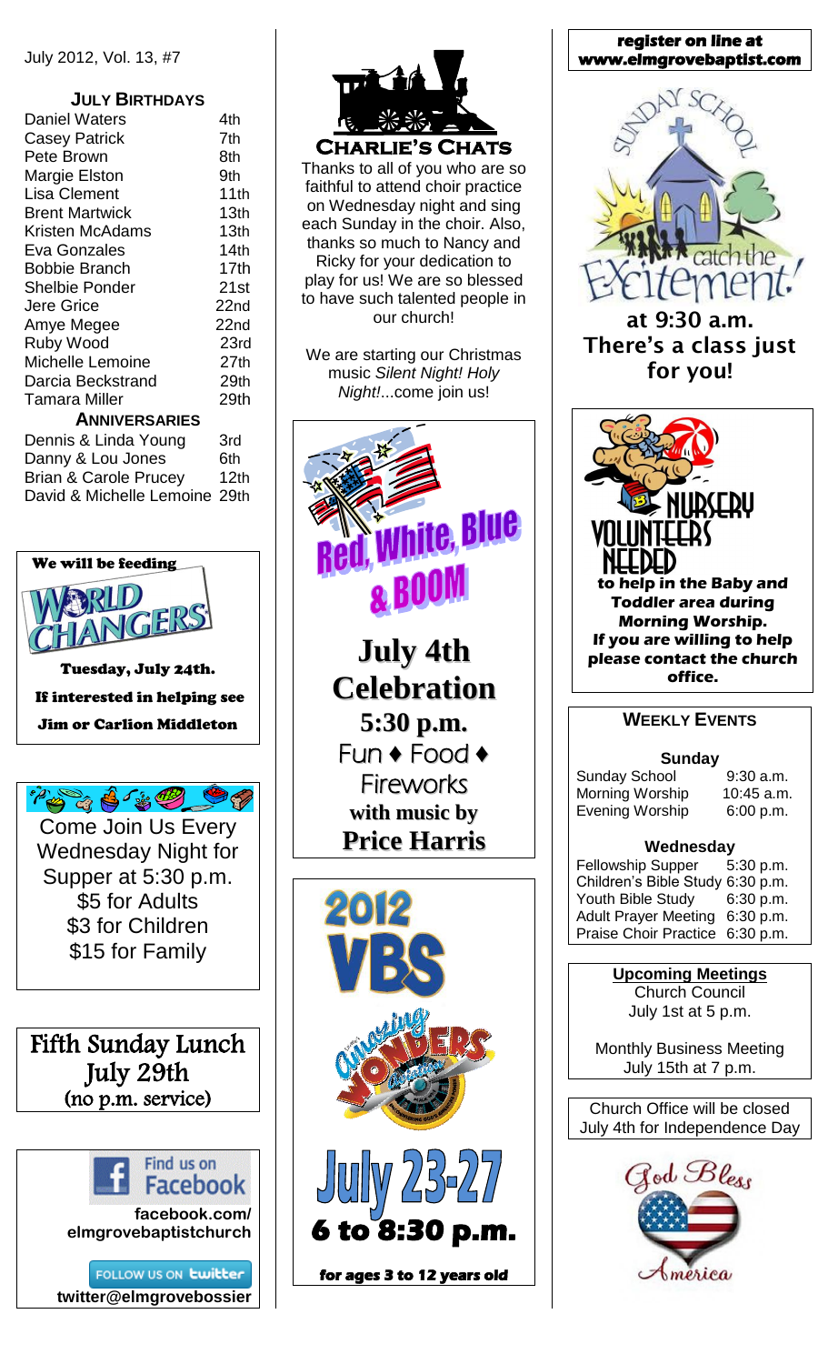July 2012, Vol. 13, #7

### JULY BIRTHDAYS

| | |
|---|---|
| Daniel Waters | 4th |
| Casey Patrick | 7th |
| Pete Brown | 8th |
| Margie Elston | 9th |
| Lisa Clement | 11th |
| Brent Martwick | 13th |
| Kristen McAdams | 13th |
| Eva Gonzales | 14th |
| Bobbie Branch | 17th |
| Shelbie Ponder | 21st |
| Jere Grice | 22nd |
| Amye Megee | 22nd |
| Ruby Wood | 23rd |
| Michelle Lemoine | 27th |
| Darcia Beckstrand | 29th |
| Tamara Miller | 29th |

### ANNIVERSARIES

| | |
|---|---|
| Dennis & Linda Young | 3rd |
| Danny & Lou Jones | 6th |
| Brian & Carole Prucey | 12th |
| David & Michelle Lemoine | 29th |

**We will be feeding**

WORLD CHANGERS

**Tuesday, July 24th.**

**If interested in helping see Jim or Carlion Middleton**

Come Join Us Every Wednesday Night for Supper at 5:30 p.m.
$5 for Adults
$3 for Children
$15 for Family

Fifth Sunday Lunch
July 29th
(no p.m. service)

Find us on Facebook

**facebook.com/elmgrovebaptistchurch**

FOLLOW US ON twitter

**twitter@elmgrovebossier**

## CHARLIE'S CHATS

Thanks to all of you who are so faithful to attend choir practice on Wednesday night and sing each Sunday in the choir. Also, thanks so much to Nancy and Ricky for your dedication to play for us! We are so blessed to have such talented people in our church!

We are starting our Christmas music *Silent Night! Holy Night!*...come join us!

**Red, White, Blue & BOOM**

**July 4th Celebration**

**5:30 p.m.**

Fun ♦ Food ♦ Fireworks

**with music by Price Harris**

**2012 VBS**

Amazing WONDERS

**July 23-27**

**6 to 8:30 p.m.**

**for ages 3 to 12 years old**

**register on line at www.elmgrovebaptist.com**

SUNDAY SCHOOL catch the Excitement!

**at 9:30 a.m.**
**There's a class just for you!**

**NURSERY VOLUNTEERS NEEDED**

**to help in the Baby and Toddler area during Morning Worship. If you are willing to help please contact the church office.**

### WEEKLY EVENTS

**Sunday**

| | |
|---|---|
| Sunday School | 9:30 a.m. |
| Morning Worship | 10:45 a.m. |
| Evening Worship | 6:00 p.m. |

**Wednesday**

| | |
|---|---|
| Fellowship Supper | 5:30 p.m. |
| Children's Bible Study | 6:30 p.m. |
| Youth Bible Study | 6:30 p.m. |
| Adult Prayer Meeting | 6:30 p.m. |
| Praise Choir Practice | 6:30 p.m. |

**Upcoming Meetings**

Church Council
July 1st at 5 p.m.

Monthly Business Meeting
July 15th at 7 p.m.

Church Office will be closed July 4th for Independence Day

God Bless America